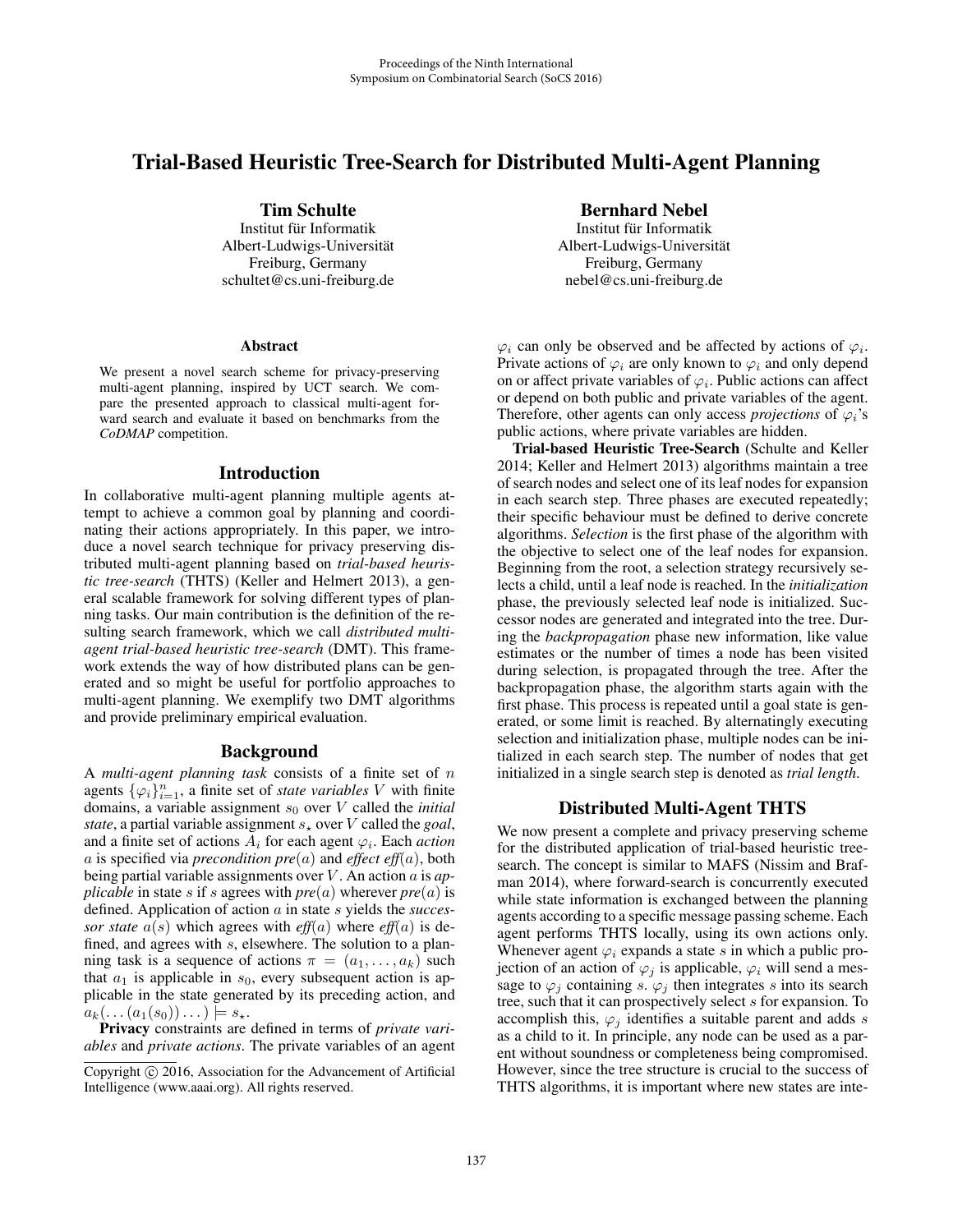# Trial-Based Heuristic Tree-Search for Distributed Multi-Agent Planning

**Tim Schulte**
Institut für Informatik
Albert-Ludwigs-Universität
Freiburg, Germany
schultet@cs.uni-freiburg.de

**Bernhard Nebel**
Institut für Informatik
Albert-Ludwigs-Universität
Freiburg, Germany
nebel@cs.uni-freiburg.de

### Abstract

We present a novel search scheme for privacy-preserving multi-agent planning, inspired by UCT search. We compare the presented approach to classical multi-agent forward search and evaluate it based on benchmarks from the *CoDMAP* competition.

## Introduction

In collaborative multi-agent planning multiple agents attempt to achieve a common goal by planning and coordinating their actions appropriately. In this paper, we introduce a novel search technique for privacy preserving distributed multi-agent planning based on *trial-based heuristic tree-search* (THTS) (Keller and Helmert 2013), a general scalable framework for solving different types of planning tasks. Our main contribution is the definition of the resulting search framework, which we call *distributed multi-agent trial-based heuristic tree-search* (DMT). This framework extends the way of how distributed plans can be generated and so might be useful for portfolio approaches to multi-agent planning. We exemplify two DMT algorithms and provide preliminary empirical evaluation.

## Background

A *multi-agent planning task* consists of a finite set of $n$ agents $\{\varphi_i\}_{i=1}^{n}$, a finite set of *state variables* $V$ with finite domains, a variable assignment $s_0$ over $V$ called the *initial state*, a partial variable assignment $s_\star$ over $V$ called the *goal*, and a finite set of actions $A_i$ for each agent $\varphi_i$. Each *action* $a$ is specified via *precondition* $pre(a)$ and *effect* $eff(a)$, both being partial variable assignments over $V$. An action $a$ is *applicable* in state $s$ if $s$ agrees with $pre(a)$ wherever $pre(a)$ is defined. Application of action $a$ in state $s$ yields the *successor state* $a(s)$ which agrees with $eff(a)$ where $eff(a)$ is defined, and agrees with $s$, elsewhere. The solution to a planning task is a sequence of actions $\pi = (a_1, \ldots, a_k)$ such that $a_1$ is applicable in $s_0$, every subsequent action is applicable in the state generated by its preceding action, and $a_k(\ldots(a_1(s_0))\ldots) \models s_\star$.

**Privacy** constraints are defined in terms of *private variables* and *private actions*. The private variables of an agent $\varphi_i$ can only be observed and be affected by actions of $\varphi_i$. Private actions of $\varphi_i$ are only known to $\varphi_i$ and only depend on or affect private variables of $\varphi_i$. Public actions can affect or depend on both public and private variables of the agent. Therefore, other agents can only access *projections* of $\varphi_i$'s public actions, where private variables are hidden.

**Trial-based Heuristic Tree-Search** (Schulte and Keller 2014; Keller and Helmert 2013) algorithms maintain a tree of search nodes and select one of its leaf nodes for expansion in each search step. Three phases are executed repeatedly; their specific behaviour must be defined to derive concrete algorithms. *Selection* is the first phase of the algorithm with the objective to select one of the leaf nodes for expansion. Beginning from the root, a selection strategy recursively selects a child, until a leaf node is reached. In the *initialization* phase, the previously selected leaf node is initialized. Successor nodes are generated and integrated into the tree. During the *backpropagation* phase new information, like value estimates or the number of times a node has been visited during selection, is propagated through the tree. After the backpropagation phase, the algorithm starts again with the first phase. This process is repeated until a goal state is generated, or some limit is reached. By alternatingly executing selection and initialization phase, multiple nodes can be initialized in each search step. The number of nodes that get initialized in a single search step is denoted as *trial length*.

## Distributed Multi-Agent THTS

We now present a complete and privacy preserving scheme for the distributed application of trial-based heuristic tree-search. The concept is similar to MAFS (Nissim and Brafman 2014), where forward-search is concurrently executed while state information is exchanged between the planning agents according to a specific message passing scheme. Each agent performs THTS locally, using its own actions only. Whenever agent $\varphi_i$ expands a state $s$ in which a public projection of an action of $\varphi_j$ is applicable, $\varphi_i$ will send a message to $\varphi_j$ containing $s$. $\varphi_j$ then integrates $s$ into its search tree, such that it can prospectively select $s$ for expansion. To accomplish this, $\varphi_j$ identifies a suitable parent and adds $s$ as a child to it. In principle, any node can be used as a parent without soundness or completeness being compromised. However, since the tree structure is crucial to the success of THTS algorithms, it is important where new states are inte-

Copyright © 2016, Association for the Advancement of Artificial Intelligence (www.aaai.org). All rights reserved.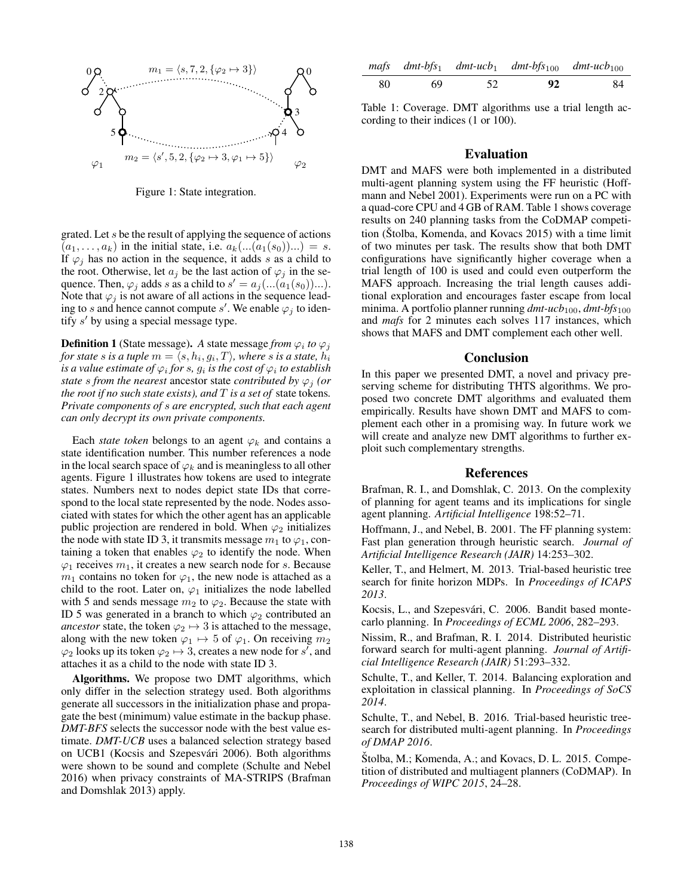$m_1 = \langle s, 7, 2, \{\varphi_2 \mapsto 3\}\rangle$

$m_2 = \langle s', 5, 2, \{\varphi_2 \mapsto 3, \varphi_1 \mapsto 5\}\rangle$

$\varphi_1$

$\varphi_2$

Figure 1: State integration.

grated. Let $s$ be the result of applying the sequence of actions $(a_1, \ldots, a_k)$ in the initial state, i.e. $a_k(...(a_1(s_0))...) = s$. If $\varphi_j$ has no action in the sequence, it adds $s$ as a child to the root. Otherwise, let $a_j$ be the last action of $\varphi_j$ in the sequence. Then, $\varphi_j$ adds $s$ as a child to $s' = a_j(...(a_1(s_0))...)$. Note that $\varphi_j$ is not aware of all actions in the sequence leading to $s$ and hence cannot compute $s'$. We enable $\varphi_j$ to identify $s'$ by using a special message type.

**Definition 1** (State message). *A state message from $\varphi_i$ to $\varphi_j$ for state $s$ is a tuple $m = \langle s, h_i, g_i, T\rangle$, where $s$ is a state, $h_i$ is a value estimate of $\varphi_i$ for $s$, $g_i$ is the cost of $\varphi_i$ to establish state $s$ from the nearest* ancestor state *contributed by $\varphi_j$ (or the root if no such state exists), and $T$ is a set of* state tokens*. Private components of $s$ are encrypted, such that each agent can only decrypt its own private components.*

Each *state token* belongs to an agent $\varphi_k$ and contains a state identification number. This number references a node in the local search space of $\varphi_k$ and is meaningless to all other agents. Figure 1 illustrates how tokens are used to integrate states. Numbers next to nodes depict state IDs that correspond to the local state represented by the node. Nodes associated with states for which the other agent has an applicable public projection are rendered in bold. When $\varphi_2$ initializes the node with state ID 3, it transmits message $m_1$ to $\varphi_1$, containing a token that enables $\varphi_2$ to identify the node. When $\varphi_1$ receives $m_1$, it creates a new search node for $s$. Because $m_1$ contains no token for $\varphi_1$, the new node is attached as a child to the root. Later on, $\varphi_1$ initializes the node labelled with 5 and sends message $m_2$ to $\varphi_2$. Because the state with ID 5 was generated in a branch to which $\varphi_2$ contributed an *ancestor* state, the token $\varphi_2 \mapsto 3$ is attached to the message, along with the new token $\varphi_1 \mapsto 5$ of $\varphi_1$. On receiving $m_2$ $\varphi_2$ looks up its token $\varphi_2 \mapsto 3$, creates a new node for $s'$, and attaches it as a child to the node with state ID 3.

**Algorithms.** We propose two DMT algorithms, which only differ in the selection strategy used. Both algorithms generate all successors in the initialization phase and propagate the best (minimum) value estimate in the backup phase. *DMT-BFS* selects the successor node with the best value estimate. *DMT-UCB* uses a balanced selection strategy based on UCB1 (Kocsis and Szepesvári 2006). Both algorithms were shown to be sound and complete (Schulte and Nebel 2016) when privacy constraints of MA-STRIPS (Brafman and Domshlak 2013) apply.

| *mafs* | *dmt-bfs*$_1$ | *dmt-ucb*$_1$ | *dmt-bfs*$_{100}$ | *dmt-ucb*$_{100}$ |
|---|---|---|---|---|
| 80 | 69 | 52 | **92** | 84 |

Table 1: Coverage. DMT algorithms use a trial length according to their indices (1 or 100).

## Evaluation

DMT and MAFS were both implemented in a distributed multi-agent planning system using the FF heuristic (Hoffmann and Nebel 2001). Experiments were run on a PC with a quad-core CPU and 4 GB of RAM. Table 1 shows coverage results on 240 planning tasks from the CoDMAP competition (Štolba, Komenda, and Kovacs 2015) with a time limit of two minutes per task. The results show that both DMT configurations have significantly higher coverage when a trial length of 100 is used and could even outperform the MAFS approach. Increasing the trial length causes additional exploration and encourages faster escape from local minima. A portfolio planner running *dmt-ucb*$_{100}$, *dmt-bfs*$_{100}$ and *mafs* for 2 minutes each solves 117 instances, which shows that MAFS and DMT complement each other well.

## Conclusion

In this paper we presented DMT, a novel and privacy preserving scheme for distributing THTS algorithms. We proposed two concrete DMT algorithms and evaluated them empirically. Results have shown DMT and MAFS to complement each other in a promising way. In future work we will create and analyze new DMT algorithms to further exploit such complementary strengths.

## References

Brafman, R. I., and Domshlak, C. 2013. On the complexity of planning for agent teams and its implications for single agent planning. *Artificial Intelligence* 198:52–71.

Hoffmann, J., and Nebel, B. 2001. The FF planning system: Fast plan generation through heuristic search. *Journal of Artificial Intelligence Research (JAIR)* 14:253–302.

Keller, T., and Helmert, M. 2013. Trial-based heuristic tree search for finite horizon MDPs. In *Proceedings of ICAPS 2013*.

Kocsis, L., and Szepesvári, C. 2006. Bandit based monte-carlo planning. In *Proceedings of ECML 2006*, 282–293.

Nissim, R., and Brafman, R. I. 2014. Distributed heuristic forward search for multi-agent planning. *Journal of Artificial Intelligence Research (JAIR)* 51:293–332.

Schulte, T., and Keller, T. 2014. Balancing exploration and exploitation in classical planning. In *Proceedings of SoCS 2014*.

Schulte, T., and Nebel, B. 2016. Trial-based heuristic tree-search for distributed multi-agent planning. In *Proceedings of DMAP 2016*.

Štolba, M.; Komenda, A.; and Kovacs, D. L. 2015. Competition of distributed and multiagent planners (CoDMAP). In *Proceedings of WIPC 2015*, 24–28.